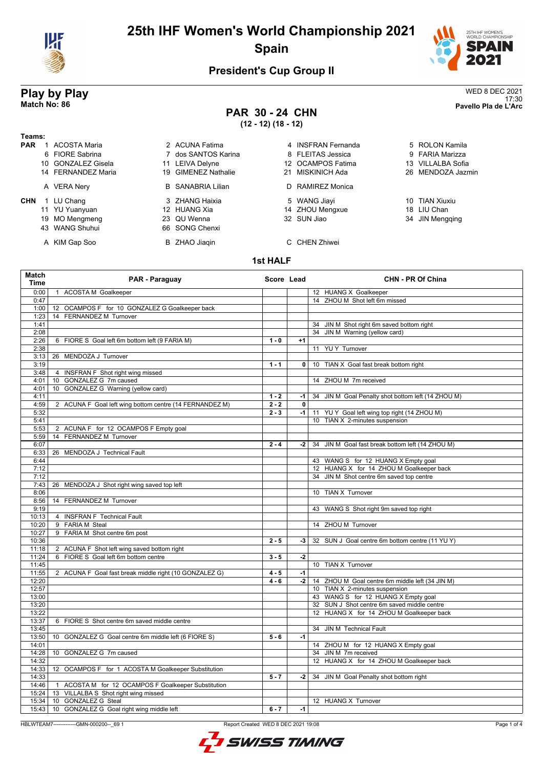# 25th IHF Women's World Championship 2021

## Spain

### President's Cup Group II

## Play by Play

**Match No: 86**

WED 8 DEC 2021
17:30
**Pavello Pla de L'Arc**

## PAR 30 - 24 CHN

**(12 - 12) (18 - 12)**

**Teams:**

**PAR**
1 ACOSTA Maria, 2 ACUNA Fatima, 4 INSFRAN Fernanda, 5 ROLON Kamila, 6 FIORE Sabrina, 7 dos SANTOS Karina, 8 FLEITAS Jessica, 9 FARIA Marizza, 10 GONZALEZ Gisela, 11 LEIVA Delyne, 12 OCAMPOS Fatima, 13 VILLALBA Sofia, 14 FERNANDEZ Maria, 19 GIMENEZ Nathalie, 21 MISKINICH Ada, 26 MENDOZA Jazmin

A VERA Nery, B SANABRIA Lilian, D RAMIREZ Monica

**CHN**
1 LU Chang, 3 ZHANG Haixia, 5 WANG Jiayi, 10 TIAN Xiuxiu, 11 YU Yuanyuan, 12 HUANG Xia, 14 ZHOU Mengxue, 18 LIU Chan, 19 MO Mengmeng, 23 QU Wenna, 32 SUN Jiao, 34 JIN Mengqing, 43 WANG Shuhui, 66 SONG Chenxi

A KIM Gap Soo, B ZHAO Jiaqin, C CHEN Zhiwei

### 1st HALF

| Match Time | PAR - Paraguay | Score | Lead | CHN - PR Of China |
|---|---|---|---|---|
| 0:00 | 1 ACOSTA M Goalkeeper | | | 12 HUANG X Goalkeeper |
| 0:47 | | | | 14 ZHOU M Shot left 6m missed |
| 1:00 | 12 OCAMPOS F for 10 GONZALEZ G Goalkeeper back | | | |
| 1:23 | 14 FERNANDEZ M Turnover | | | |
| 1:41 | | | | 34 JIN M Shot right 6m saved bottom right |
| 2:08 | | | | 34 JIN M Warning (yellow card) |
| 2:26 | 6 FIORE S Goal left 6m bottom left (9 FARIA M) | 1 - 0 | +1 | |
| 2:38 | | | | 11 YU Y Turnover |
| 3:13 | 26 MENDOZA J Turnover | | | |
| 3:19 | | 1 - 1 | 0 | 10 TIAN X Goal fast break bottom right |
| 3:48 | 4 INSFRAN F Shot right wing missed | | | |
| 4:01 | 10 GONZALEZ G 7m caused | | | 14 ZHOU M 7m received |
| 4:01 | 10 GONZALEZ G Warning (yellow card) | | | |
| 4:11 | | 1 - 2 | -1 | 34 JIN M Goal Penalty shot bottom left (14 ZHOU M) |
| 4:59 | 2 ACUNA F Goal left wing bottom centre (14 FERNANDEZ M) | 2 - 2 | 0 | |
| 5:32 | | 2 - 3 | -1 | 11 YU Y Goal left wing top right (14 ZHOU M) |
| 5:41 | | | | 10 TIAN X 2-minutes suspension |
| 5:53 | 2 ACUNA F for 12 OCAMPOS F Empty goal | | | |
| 5:59 | 14 FERNANDEZ M Turnover | | | |
| 6:07 | | 2 - 4 | -2 | 34 JIN M Goal fast break bottom left (14 ZHOU M) |
| 6:33 | 26 MENDOZA J Technical Fault | | | |
| 6:44 | | | | 43 WANG S for 12 HUANG X Empty goal |
| 7:12 | | | | 12 HUANG X for 14 ZHOU M Goalkeeper back |
| 7:12 | | | | 34 JIN M Shot centre 6m saved top centre |
| 7:43 | 26 MENDOZA J Shot right wing saved top left | | | |
| 8:06 | | | | 10 TIAN X Turnover |
| 8:56 | 14 FERNANDEZ M Turnover | | | |
| 9:19 | | | | 43 WANG S Shot right 9m saved top right |
| 10:13 | 4 INSFRAN F Technical Fault | | | |
| 10:20 | 9 FARIA M Steal | | | 14 ZHOU M Turnover |
| 10:27 | 9 FARIA M Shot centre 6m post | | | |
| 10:36 | | 2 - 5 | -3 | 32 SUN J Goal centre 6m bottom centre (11 YU Y) |
| 11:18 | 2 ACUNA F Shot left wing saved bottom right | | | |
| 11:24 | 6 FIORE S Goal left 6m bottom centre | 3 - 5 | -2 | |
| 11:45 | | | | 10 TIAN X Turnover |
| 11:55 | 2 ACUNA F Goal fast break middle right (10 GONZALEZ G) | 4 - 5 | -1 | |
| 12:20 | | 4 - 6 | -2 | 14 ZHOU M Goal centre 6m middle left (34 JIN M) |
| 12:57 | | | | 10 TIAN X 2-minutes suspension |
| 13:00 | | | | 43 WANG S for 12 HUANG X Empty goal |
| 13:20 | | | | 32 SUN J Shot centre 6m saved middle centre |
| 13:22 | | | | 12 HUANG X for 14 ZHOU M Goalkeeper back |
| 13:37 | 6 FIORE S Shot centre 6m saved middle centre | | | |
| 13:45 | | | | 34 JIN M Technical Fault |
| 13:50 | 10 GONZALEZ G Goal centre 6m middle left (6 FIORE S) | 5 - 6 | -1 | |
| 14:01 | | | | 14 ZHOU M for 12 HUANG X Empty goal |
| 14:28 | 10 GONZALEZ G 7m caused | | | 34 JIN M 7m received |
| 14:32 | | | | 12 HUANG X for 14 ZHOU M Goalkeeper back |
| 14:33 | 12 OCAMPOS F for 1 ACOSTA M Goalkeeper Substitution | | | |
| 14:33 | | 5 - 7 | -2 | 34 JIN M Goal Penalty shot bottom right |
| 14:46 | 1 ACOSTA M for 12 OCAMPOS F Goalkeeper Substitution | | | |
| 15:24 | 13 VILLALBA S Shot right wing missed | | | |
| 15:34 | 10 GONZALEZ G Steal | | | 12 HUANG X Turnover |
| 15:43 | 10 GONZALEZ G Goal right wing middle left | 6 - 7 | -1 | |

HBLWTEAM7-------------GMN-000200--_69 1 | Report Created WED 8 DEC 2021 19:08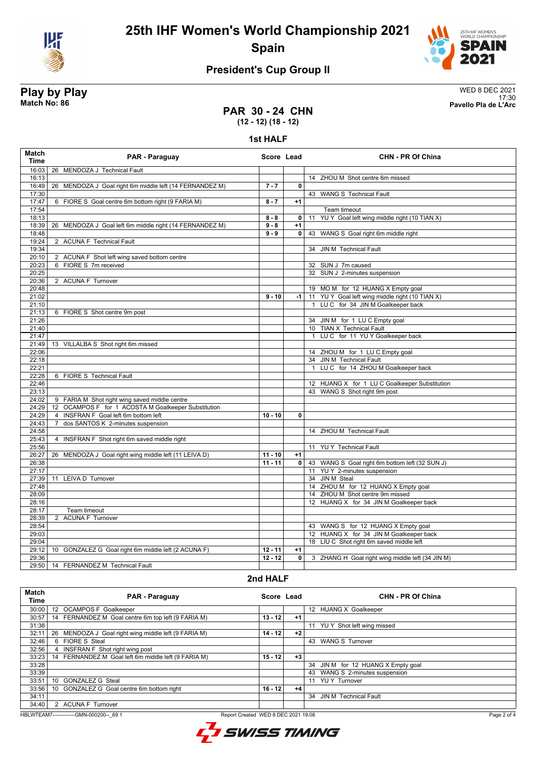# 25th IHF Women's World Championship 2021

## Spain

### President's Cup Group II

**Play by Play**
**Match No: 86**

WED 8 DEC 2021
17:30
**Pavello Pla de L'Arc**

## PAR 30 - 24 CHN
**(12 - 12) (18 - 12)**

### 1st HALF

| Match Time | PAR - Paraguay | Score | Lead | CHN - PR Of China |
|---|---|---|---|---|
| 16:03 | 26 MENDOZA J Technical Fault | | | |
| 16:13 | | | | 14 ZHOU M Shot centre 6m missed |
| 16:49 | 26 MENDOZA J Goal right 6m middle left (14 FERNANDEZ M) | 7 - 7 | 0 | |
| 17:30 | | | | 43 WANG S Technical Fault |
| 17:47 | 6 FIORE S Goal centre 6m bottom right (9 FARIA M) | 8 - 7 | +1 | |
| 17:54 | | | | Team timeout |
| 18:13 | | 8 - 8 | 0 | 11 YU Y Goal left wing middle right (10 TIAN X) |
| 18:39 | 26 MENDOZA J Goal left 6m middle right (14 FERNANDEZ M) | 9 - 8 | +1 | |
| 18:48 | | 9 - 9 | 0 | 43 WANG S Goal right 6m middle right |
| 19:24 | 2 ACUNA F Technical Fault | | | |
| 19:34 | | | | 34 JIN M Technical Fault |
| 20:10 | 2 ACUNA F Shot left wing saved bottom centre | | | |
| 20:23 | 6 FIORE S 7m received | | | 32 SUN J 7m caused |
| 20:25 | | | | 32 SUN J 2-minutes suspension |
| 20:36 | 2 ACUNA F Turnover | | | |
| 20:48 | | | | 19 MO M for 12 HUANG X Empty goal |
| 21:02 | | 9 - 10 | -1 | 11 YU Y Goal left wing middle right (10 TIAN X) |
| 21:10 | | | | 1 LU C for 34 JIN M Goalkeeper back |
| 21:13 | 6 FIORE S Shot centre 9m post | | | |
| 21:26 | | | | 34 JIN M for 1 LU C Empty goal |
| 21:40 | | | | 10 TIAN X Technical Fault |
| 21:47 | | | | 1 LU C for 11 YU Y Goalkeeper back |
| 21:49 | 13 VILLALBA S Shot right 6m missed | | | |
| 22:06 | | | | 14 ZHOU M for 1 LU C Empty goal |
| 22:18 | | | | 34 JIN M Technical Fault |
| 22:21 | | | | 1 LU C for 14 ZHOU M Goalkeeper back |
| 22:28 | 6 FIORE S Technical Fault | | | |
| 22:46 | | | | 12 HUANG X for 1 LU C Goalkeeper Substitution |
| 23:13 | | | | 43 WANG S Shot right 9m post |
| 24:02 | 9 FARIA M Shot right wing saved middle centre | | | |
| 24:29 | 12 OCAMPOS F for 1 ACOSTA M Goalkeeper Substitution | | | |
| 24:29 | 4 INSFRAN F Goal left 6m bottom left | 10 - 10 | 0 | |
| 24:43 | 7 dos SANTOS K 2-minutes suspension | | | |
| 24:58 | | | | 14 ZHOU M Technical Fault |
| 25:43 | 4 INSFRAN F Shot right 6m saved middle right | | | |
| 25:56 | | | | 11 YU Y Technical Fault |
| 26:27 | 26 MENDOZA J Goal right wing middle left (11 LEIVA D) | 11 - 10 | +1 | |
| 26:38 | | 11 - 11 | 0 | 43 WANG S Goal right 6m bottom left (32 SUN J) |
| 27:17 | | | | 11 YU Y 2-minutes suspension |
| 27:39 | 11 LEIVA D Turnover | | | 34 JIN M Steal |
| 27:48 | | | | 14 ZHOU M for 12 HUANG X Empty goal |
| 28:09 | | | | 14 ZHOU M Shot centre 9m missed |
| 28:16 | | | | 12 HUANG X for 34 JIN M Goalkeeper back |
| 28:17 | Team timeout | | | |
| 28:39 | 2 ACUNA F Turnover | | | |
| 28:54 | | | | 43 WANG S for 12 HUANG X Empty goal |
| 29:03 | | | | 12 HUANG X for 34 JIN M Goalkeeper back |
| 29:04 | | | | 18 LIU C Shot right 6m saved middle left |
| 29:12 | 10 GONZALEZ G Goal right 6m middle left (2 ACUNA F) | 12 - 11 | +1 | |
| 29:36 | | 12 - 12 | 0 | 3 ZHANG H Goal right wing middle left (34 JIN M) |
| 29:50 | 14 FERNANDEZ M Technical Fault | | | |

### 2nd HALF

| Match Time | PAR - Paraguay | Score | Lead | CHN - PR Of China |
|---|---|---|---|---|
| 30:00 | 12 OCAMPOS F Goalkeeper | | | 12 HUANG X Goalkeeper |
| 30:57 | 14 FERNANDEZ M Goal centre 6m top left (9 FARIA M) | 13 - 12 | +1 | |
| 31:38 | | | | 11 YU Y Shot left wing missed |
| 32:11 | 26 MENDOZA J Goal right wing middle left (9 FARIA M) | 14 - 12 | +2 | |
| 32:46 | 6 FIORE S Steal | | | 43 WANG S Turnover |
| 32:56 | 4 INSFRAN F Shot right wing post | | | |
| 33:23 | 14 FERNANDEZ M Goal left 6m middle left (9 FARIA M) | 15 - 12 | +3 | |
| 33:28 | | | | 34 JIN M for 12 HUANG X Empty goal |
| 33:39 | | | | 43 WANG S 2-minutes suspension |
| 33:51 | 10 GONZALEZ G Steal | | | 11 YU Y Turnover |
| 33:56 | 10 GONZALEZ G Goal centre 6m bottom right | 16 - 12 | +4 | |
| 34:11 | | | | 34 JIN M Technical Fault |
| 34:40 | 2 ACUNA F Turnover | | | |

HBLWTEAM7-------------GMN-000200--_69 1 Report Created WED 8 DEC 2021 19:08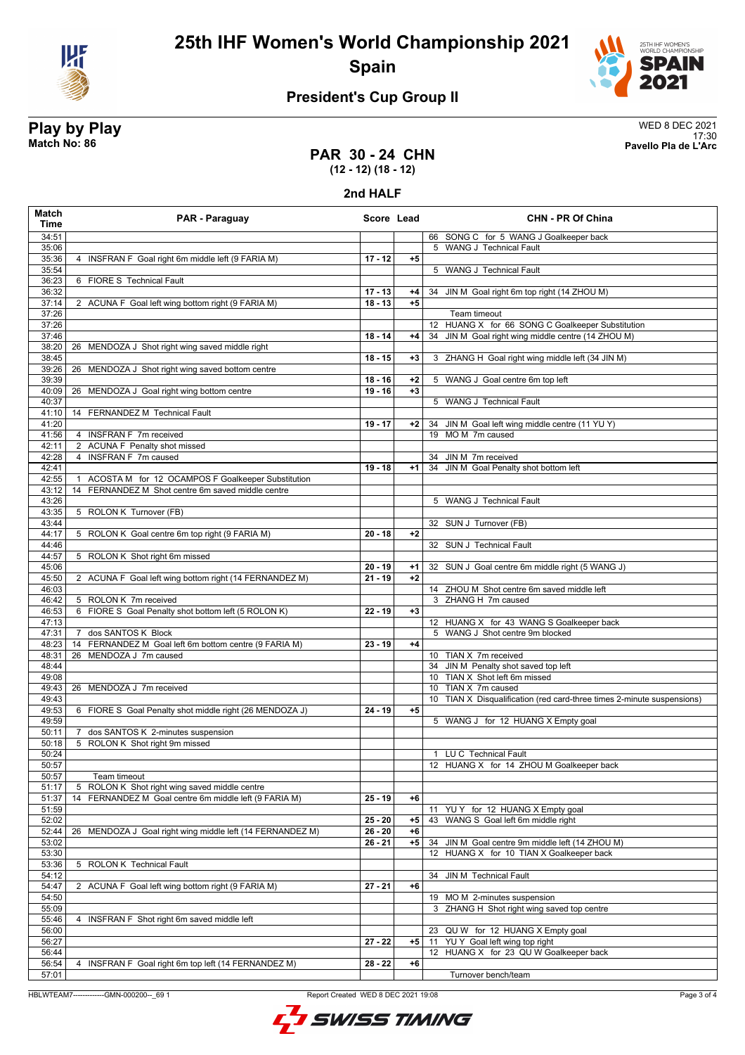# 25th IHF Women's World Championship 2021

## Spain

### President's Cup Group II

**Play by Play**
**Match No: 86**

WED 8 DEC 2021
17:30
**Pavello Pla de L'Arc**

## PAR 30 - 24 CHN
**(12 - 12) (18 - 12)**

### 2nd HALF

| Match Time | PAR - Paraguay | Score | Lead | CHN - PR Of China |
|---|---|---|---|---|
| 34:51 | | | | 66 SONG C for 5 WANG J Goalkeeper back |
| 35:06 | | | | 5 WANG J Technical Fault |
| 35:36 | 4 INSFRAN F Goal right 6m middle left (9 FARIA M) | 17 - 12 | +5 | |
| 35:54 | | | | 5 WANG J Technical Fault |
| 36:23 | 6 FIORE S Technical Fault | | | |
| 36:32 | | 17 - 13 | +4 | 34 JIN M Goal right 6m top right (14 ZHOU M) |
| 37:14 | 2 ACUNA F Goal left wing bottom right (9 FARIA M) | 18 - 13 | +5 | |
| 37:26 | | | | Team timeout |
| 37:26 | | | | 12 HUANG X for 66 SONG C Goalkeeper Substitution |
| 37:46 | | 18 - 14 | +4 | 34 JIN M Goal right wing middle centre (14 ZHOU M) |
| 38:20 | 26 MENDOZA J Shot right wing saved middle right | | | |
| 38:45 | | 18 - 15 | +3 | 3 ZHANG H Goal right wing middle left (34 JIN M) |
| 39:26 | 26 MENDOZA J Shot right wing saved bottom centre | | | |
| 39:39 | | 18 - 16 | +2 | 5 WANG J Goal centre 6m top left |
| 40:09 | 26 MENDOZA J Goal right wing bottom centre | 19 - 16 | +3 | |
| 40:37 | | | | 5 WANG J Technical Fault |
| 41:10 | 14 FERNANDEZ M Technical Fault | | | |
| 41:20 | | 19 - 17 | +2 | 34 JIN M Goal left wing middle centre (11 YU Y) |
| 41:56 | 4 INSFRAN F 7m received | | | 19 MO M 7m caused |
| 42:11 | 2 ACUNA F Penalty shot missed | | | |
| 42:28 | 4 INSFRAN F 7m caused | | | 34 JIN M 7m received |
| 42:41 | | 19 - 18 | +1 | 34 JIN M Goal Penalty shot bottom left |
| 42:55 | 1 ACOSTA M for 12 OCAMPOS F Goalkeeper Substitution | | | |
| 43:12 | 14 FERNANDEZ M Shot centre 6m saved middle centre | | | |
| 43:26 | | | | 5 WANG J Technical Fault |
| 43:35 | 5 ROLON K Turnover (FB) | | | |
| 43:44 | | | | 32 SUN J Turnover (FB) |
| 44:17 | 5 ROLON K Goal centre 6m top right (9 FARIA M) | 20 - 18 | +2 | |
| 44:46 | | | | 32 SUN J Technical Fault |
| 44:57 | 5 ROLON K Shot right 6m missed | | | |
| 45:06 | | 20 - 19 | +1 | 32 SUN J Goal centre 6m middle right (5 WANG J) |
| 45:50 | 2 ACUNA F Goal left wing bottom right (14 FERNANDEZ M) | 21 - 19 | +2 | |
| 46:03 | | | | 14 ZHOU M Shot centre 6m saved middle left |
| 46:42 | 5 ROLON K 7m received | | | 3 ZHANG H 7m caused |
| 46:53 | 6 FIORE S Goal Penalty shot bottom left (5 ROLON K) | 22 - 19 | +3 | |
| 47:13 | | | | 12 HUANG X for 43 WANG S Goalkeeper back |
| 47:31 | 7 dos SANTOS K Block | | | 5 WANG J Shot centre 9m blocked |
| 48:23 | 14 FERNANDEZ M Goal left 6m bottom centre (9 FARIA M) | 23 - 19 | +4 | |
| 48:31 | 26 MENDOZA J 7m caused | | | 10 TIAN X 7m received |
| 48:44 | | | | 34 JIN M Penalty shot saved top left |
| 49:08 | | | | 10 TIAN X Shot left 6m missed |
| 49:43 | 26 MENDOZA J 7m received | | | 10 TIAN X 7m caused |
| 49:43 | | | | 10 TIAN X Disqualification (red card-three times 2-minute suspensions) |
| 49:53 | 6 FIORE S Goal Penalty shot middle right (26 MENDOZA J) | 24 - 19 | +5 | |
| 49:59 | | | | 5 WANG J for 12 HUANG X Empty goal |
| 50:11 | 7 dos SANTOS K 2-minutes suspension | | | |
| 50:18 | 5 ROLON K Shot right 9m missed | | | |
| 50:24 | | | | 1 LU C Technical Fault |
| 50:57 | | | | 12 HUANG X for 14 ZHOU M Goalkeeper back |
| 50:57 | Team timeout | | | |
| 51:17 | 5 ROLON K Shot right wing saved middle centre | | | |
| 51:37 | 14 FERNANDEZ M Goal centre 6m middle left (9 FARIA M) | 25 - 19 | +6 | |
| 51:59 | | | | 11 YU Y for 12 HUANG X Empty goal |
| 52:02 | | 25 - 20 | +5 | 43 WANG S Goal left 6m middle right |
| 52:44 | 26 MENDOZA J Goal right wing middle left (14 FERNANDEZ M) | 26 - 20 | +6 | |
| 53:02 | | 26 - 21 | +5 | 34 JIN M Goal centre 9m middle left (14 ZHOU M) |
| 53:30 | | | | 12 HUANG X for 10 TIAN X Goalkeeper back |
| 53:36 | 5 ROLON K Technical Fault | | | |
| 54:12 | | | | 34 JIN M Technical Fault |
| 54:47 | 2 ACUNA F Goal left wing bottom right (9 FARIA M) | 27 - 21 | +6 | |
| 54:50 | | | | 19 MO M 2-minutes suspension |
| 55:09 | | | | 3 ZHANG H Shot right wing saved top centre |
| 55:46 | 4 INSFRAN F Shot right 6m saved middle left | | | |
| 56:00 | | | | 23 QU W for 12 HUANG X Empty goal |
| 56:27 | | 27 - 22 | +5 | 11 YU Y Goal left wing top right |
| 56:44 | | | | 12 HUANG X for 23 QU W Goalkeeper back |
| 56:54 | 4 INSFRAN F Goal right 6m top left (14 FERNANDEZ M) | 28 - 22 | +6 | |
| 57:01 | | | | Turnover bench/team |

HBLWTEAM7-------------GMN-000200--_69 1 Report Created WED 8 DEC 2021 19:08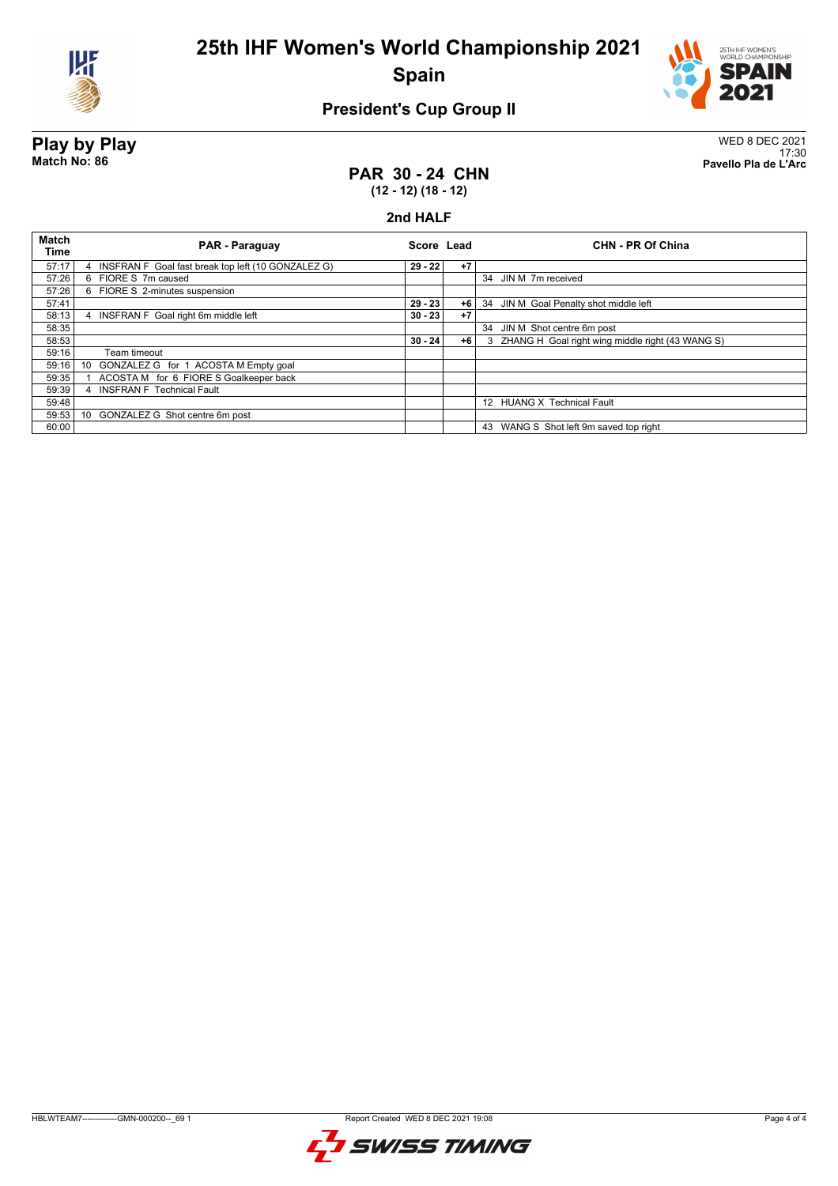# 25th IHF Women's World Championship 2021

## Spain

### President's Cup Group II

**Play by Play**
**Match No: 86**

WED 8 DEC 2021
17:30
**Pavello Pla de L'Arc**

## PAR 30 - 24 CHN

**(12 - 12) (18 - 12)**

### 2nd HALF

| Match Time | PAR - Paraguay | Score | Lead | CHN - PR Of China |
|---|---|---|---|---|
| 57:17 | 4 INSFRAN F Goal fast break top left (10 GONZALEZ G) | 29 - 22 | +7 | |
| 57:26 | 6 FIORE S 7m caused | | | 34 JIN M 7m received |
| 57:26 | 6 FIORE S 2-minutes suspension | | | |
| 57:41 | | 29 - 23 | +6 | 34 JIN M Goal Penalty shot middle left |
| 58:13 | 4 INSFRAN F Goal right 6m middle left | 30 - 23 | +7 | |
| 58:35 | | | | 34 JIN M Shot centre 6m post |
| 58:53 | | 30 - 24 | +6 | 3 ZHANG H Goal right wing middle right (43 WANG S) |
| 59:16 | Team timeout | | | |
| 59:16 | 10 GONZALEZ G for 1 ACOSTA M Empty goal | | | |
| 59:35 | 1 ACOSTA M for 6 FIORE S Goalkeeper back | | | |
| 59:39 | 4 INSFRAN F Technical Fault | | | |
| 59:48 | | | | 12 HUANG X Technical Fault |
| 59:53 | 10 GONZALEZ G Shot centre 6m post | | | |
| 60:00 | | | | 43 WANG S Shot left 9m saved top right |

HBLWTEAM7-------------GMN-000200--_69 1 Report Created WED 8 DEC 2021 19:08